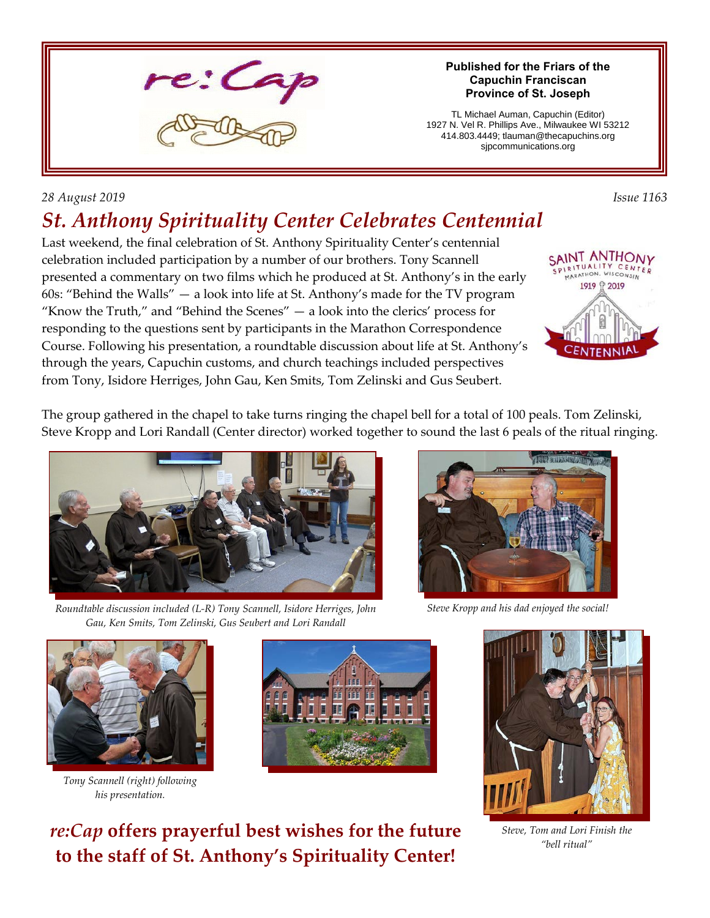re:Cap

**Published for the Friars of the Capuchin Franciscan Province of St. Joseph**

TL Michael Auman, Capuchin (Editor)
1927 N. Vel R. Phillips Ave., Milwaukee WI 53212
414.803.4449; tlauman@thecapuchins.org
sjpcommunications.org

*28 August 2019* *Issue 1163*

# *St. Anthony Spirituality Center Celebrates Centennial*

Last weekend, the final celebration of St. Anthony Spirituality Center's centennial celebration included participation by a number of our brothers. Tony Scannell presented a commentary on two films which he produced at St. Anthony's in the early 60s: "Behind the Walls" — a look into life at St. Anthony's made for the TV program "Know the Truth," and "Behind the Scenes" — a look into the clerics' process for responding to the questions sent by participants in the Marathon Correspondence Course. Following his presentation, a roundtable discussion about life at St. Anthony's through the years, Capuchin customs, and church teachings included perspectives from Tony, Isidore Herriges, John Gau, Ken Smits, Tom Zelinski and Gus Seubert.

The group gathered in the chapel to take turns ringing the chapel bell for a total of 100 peals. Tom Zelinski, Steve Kropp and Lori Randall (Center director) worked together to sound the last 6 peals of the ritual ringing.

*Roundtable discussion included (L-R) Tony Scannell, Isidore Herriges, John Gau, Ken Smits, Tom Zelinski, Gus Seubert and Lori Randall*

*Steve Kropp and his dad enjoyed the social!*

*Tony Scannell (right) following his presentation.*

*Steve, Tom and Lori Finish the "bell ritual"*

**re:Cap offers prayerful best wishes for the future to the staff of St. Anthony's Spirituality Center!**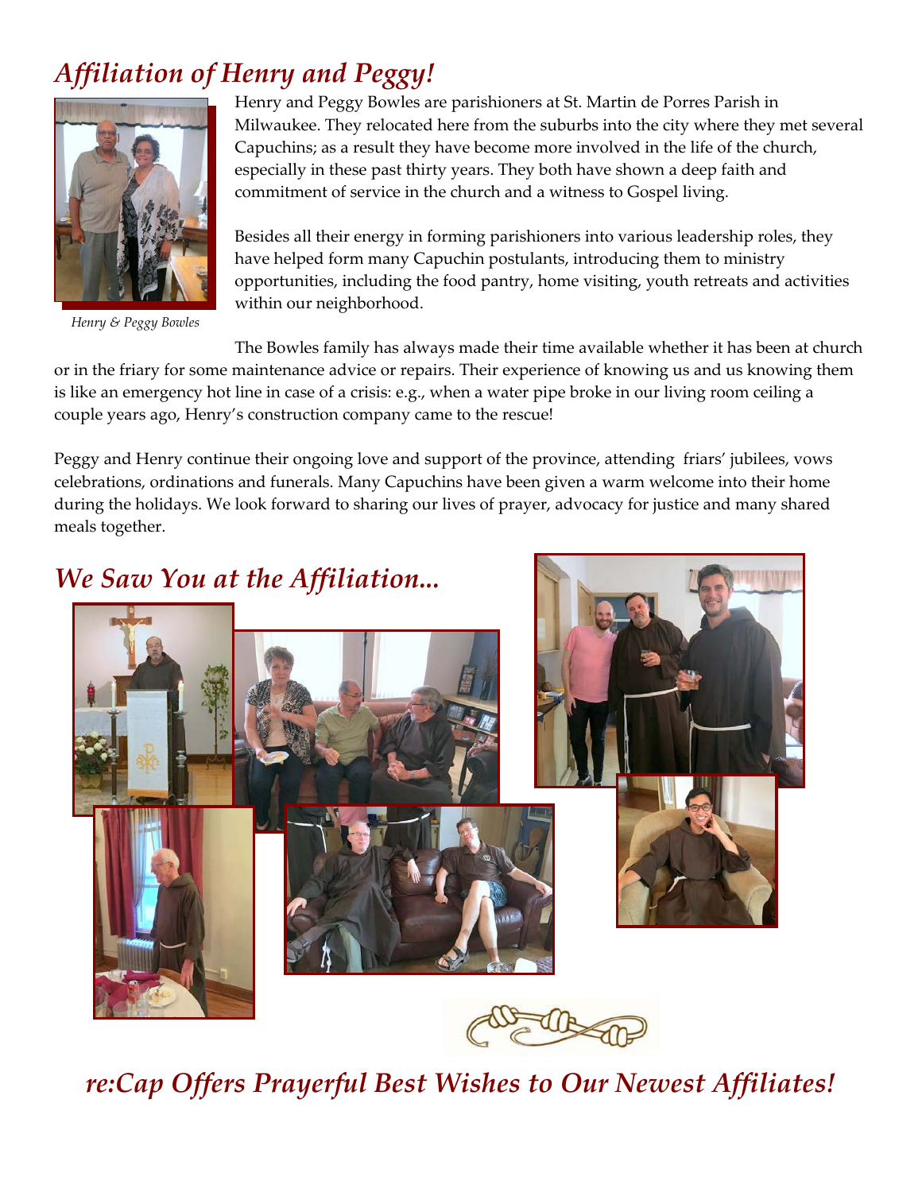# *Affiliation of Henry and Peggy!*

*Henry & Peggy Bowles*

Henry and Peggy Bowles are parishioners at St. Martin de Porres Parish in Milwaukee. They relocated here from the suburbs into the city where they met several Capuchins; as a result they have become more involved in the life of the church, especially in these past thirty years. They both have shown a deep faith and commitment of service in the church and a witness to Gospel living.

Besides all their energy in forming parishioners into various leadership roles, they have helped form many Capuchin postulants, introducing them to ministry opportunities, including the food pantry, home visiting, youth retreats and activities within our neighborhood.

The Bowles family has always made their time available whether it has been at church or in the friary for some maintenance advice or repairs. Their experience of knowing us and us knowing them is like an emergency hot line in case of a crisis: e.g., when a water pipe broke in our living room ceiling a couple years ago, Henry's construction company came to the rescue!

Peggy and Henry continue their ongoing love and support of the province, attending friars' jubilees, vows celebrations, ordinations and funerals. Many Capuchins have been given a warm welcome into their home during the holidays. We look forward to sharing our lives of prayer, advocacy for justice and many shared meals together.

## *We Saw You at the Affiliation...*

## *re:Cap Offers Prayerful Best Wishes to Our Newest Affiliates!*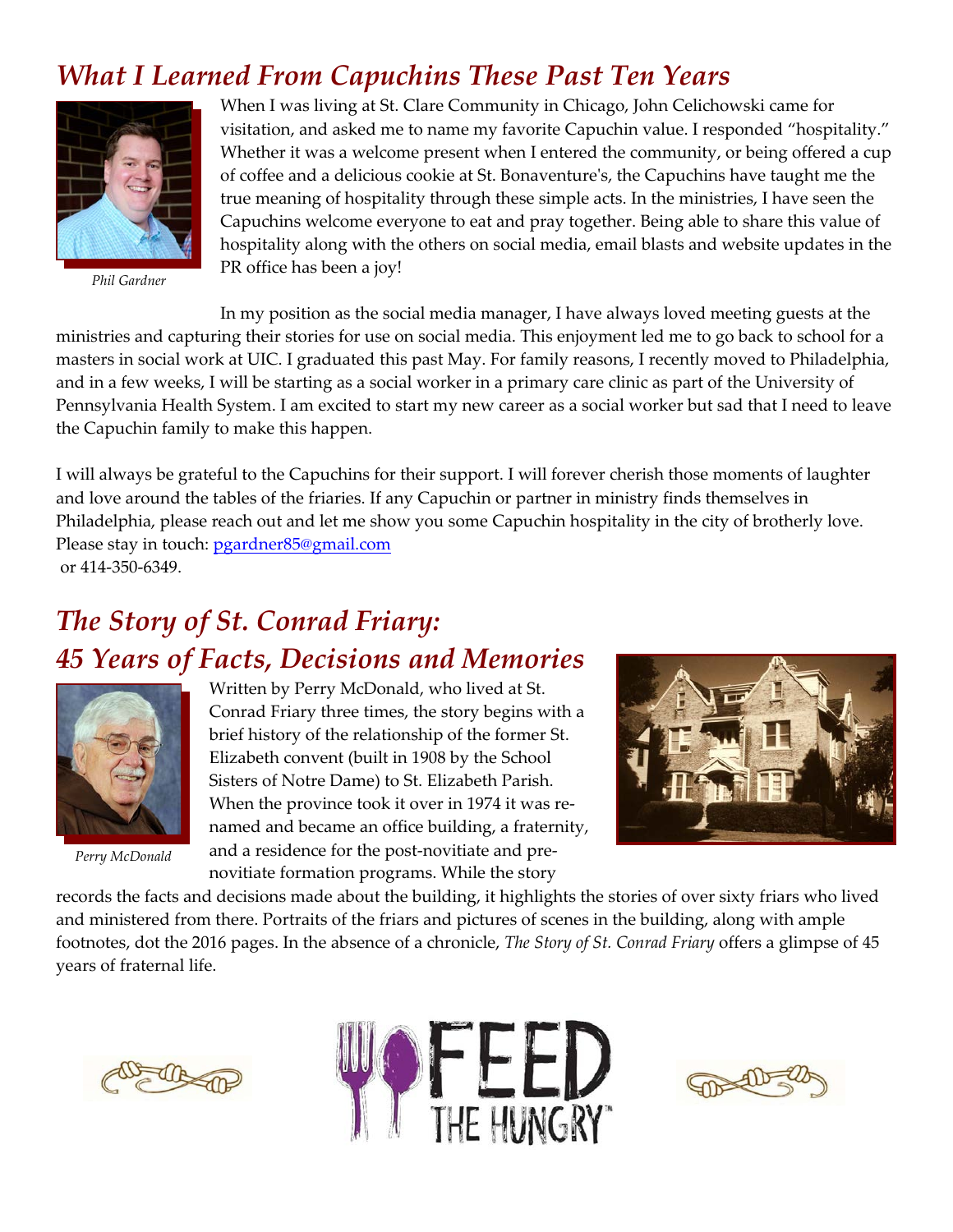## *What I Learned From Capuchins These Past Ten Years*

*Phil Gardner*

When I was living at St. Clare Community in Chicago, John Celichowski came for visitation, and asked me to name my favorite Capuchin value. I responded "hospitality." Whether it was a welcome present when I entered the community, or being offered a cup of coffee and a delicious cookie at St. Bonaventure's, the Capuchins have taught me the true meaning of hospitality through these simple acts. In the ministries, I have seen the Capuchins welcome everyone to eat and pray together. Being able to share this value of hospitality along with the others on social media, email blasts and website updates in the PR office has been a joy!

In my position as the social media manager, I have always loved meeting guests at the ministries and capturing their stories for use on social media. This enjoyment led me to go back to school for a masters in social work at UIC. I graduated this past May. For family reasons, I recently moved to Philadelphia, and in a few weeks, I will be starting as a social worker in a primary care clinic as part of the University of Pennsylvania Health System. I am excited to start my new career as a social worker but sad that I need to leave the Capuchin family to make this happen.

I will always be grateful to the Capuchins for their support. I will forever cherish those moments of laughter and love around the tables of the friaries. If any Capuchin or partner in ministry finds themselves in Philadelphia, please reach out and let me show you some Capuchin hospitality in the city of brotherly love. Please stay in touch: pgardner85@gmail.com
or 414-350-6349.

## *The Story of St. Conrad Friary: 45 Years of Facts, Decisions and Memories*

*Perry McDonald*

Written by Perry McDonald, who lived at St. Conrad Friary three times, the story begins with a brief history of the relationship of the former St. Elizabeth convent (built in 1908 by the School Sisters of Notre Dame) to St. Elizabeth Parish. When the province took it over in 1974 it was renamed and became an office building, a fraternity, and a residence for the post-novitiate and pre-novitiate formation programs. While the story records the facts and decisions made about the building, it highlights the stories of over sixty friars who lived and ministered from there. Portraits of the friars and pictures of scenes in the building, along with ample footnotes, dot the 2016 pages. In the absence of a chronicle, *The Story of St. Conrad Friary* offers a glimpse of 45 years of fraternal life.

FEED THE HUNGRY™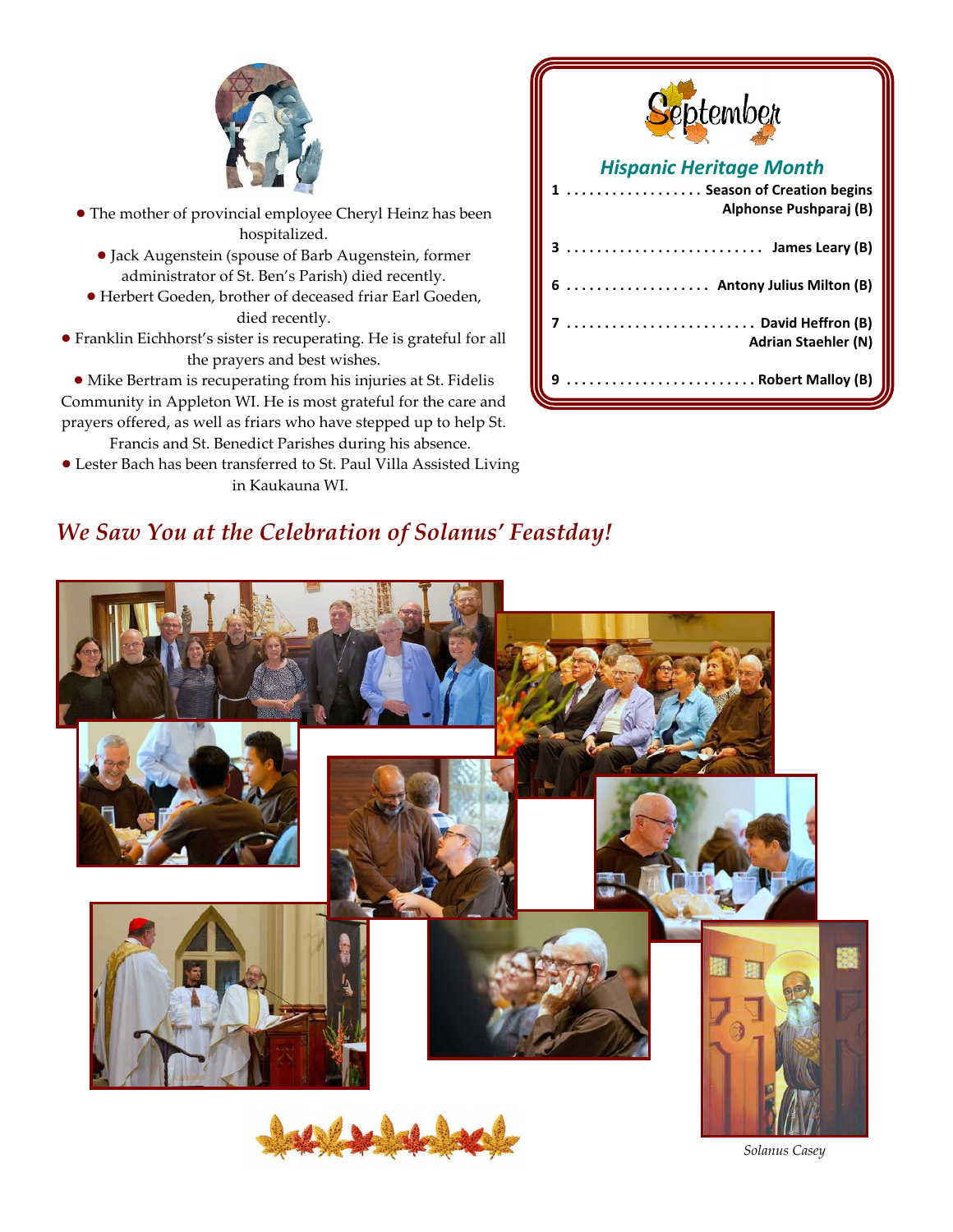- The mother of provincial employee Cheryl Heinz has been hospitalized.
- Jack Augenstein (spouse of Barb Augenstein, former administrator of St. Ben's Parish) died recently.
- Herbert Goeden, brother of deceased friar Earl Goeden, died recently.
- Franklin Eichhorst's sister is recuperating. He is grateful for all the prayers and best wishes.
- Mike Bertram is recuperating from his injuries at St. Fidelis Community in Appleton WI. He is most grateful for the care and prayers offered, as well as friars who have stepped up to help St. Francis and St. Benedict Parishes during his absence.
- Lester Bach has been transferred to St. Paul Villa Assisted Living in Kaukauna WI.

## September

### *Hispanic Heritage Month*

**1** .................. **Season of Creation begins**
**Alphonse Pushparaj (B)**

**3** .......................... **James Leary (B)**

**6** .................. **Antony Julius Milton (B)**

**7** ......................... **David Heffron (B)**
**Adrian Staehler (N)**

**9** ......................... **Robert Malloy (B)**

## *We Saw You at the Celebration of Solanus' Feastday!*

*Solanus Casey*